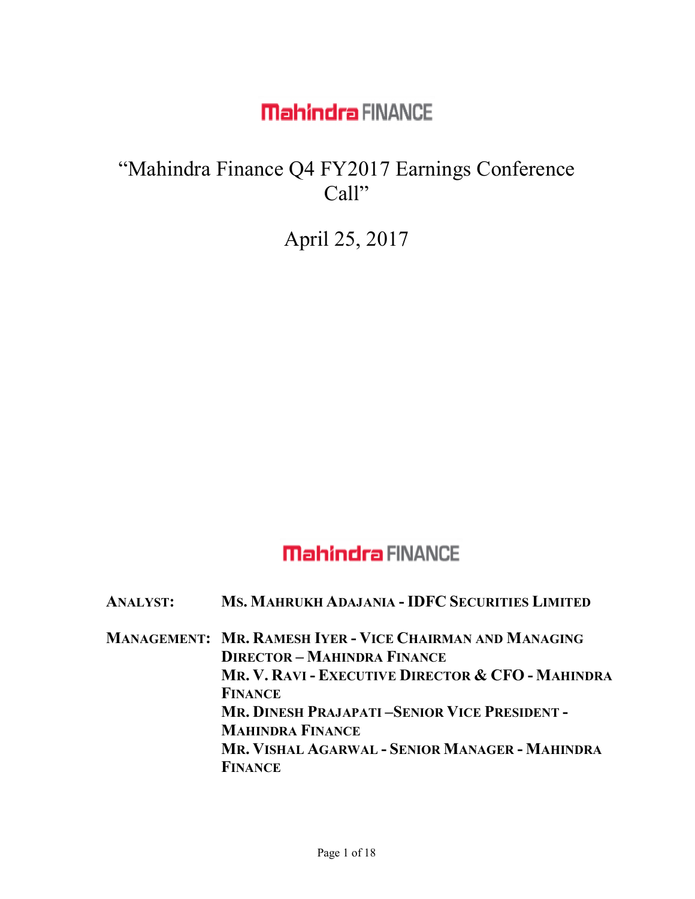**Mahindra FINANCE**

# "Mahindra Finance Q4 FY2017 Earnings Conference Call"

## April 25, 2017

**Mahindra FINANCE**

**ANALYST:** **MS. MAHRUKH ADAJANIA - IDFC SECURITIES LIMITED**

**MANAGEMENT:** **MR. RAMESH IYER - VICE CHAIRMAN AND MANAGING DIRECTOR – MAHINDRA FINANCE**
**MR. V. RAVI - EXECUTIVE DIRECTOR & CFO - MAHINDRA FINANCE**
**MR. DINESH PRAJAPATI –SENIOR VICE PRESIDENT - MAHINDRA FINANCE**
**MR. VISHAL AGARWAL - SENIOR MANAGER - MAHINDRA FINANCE**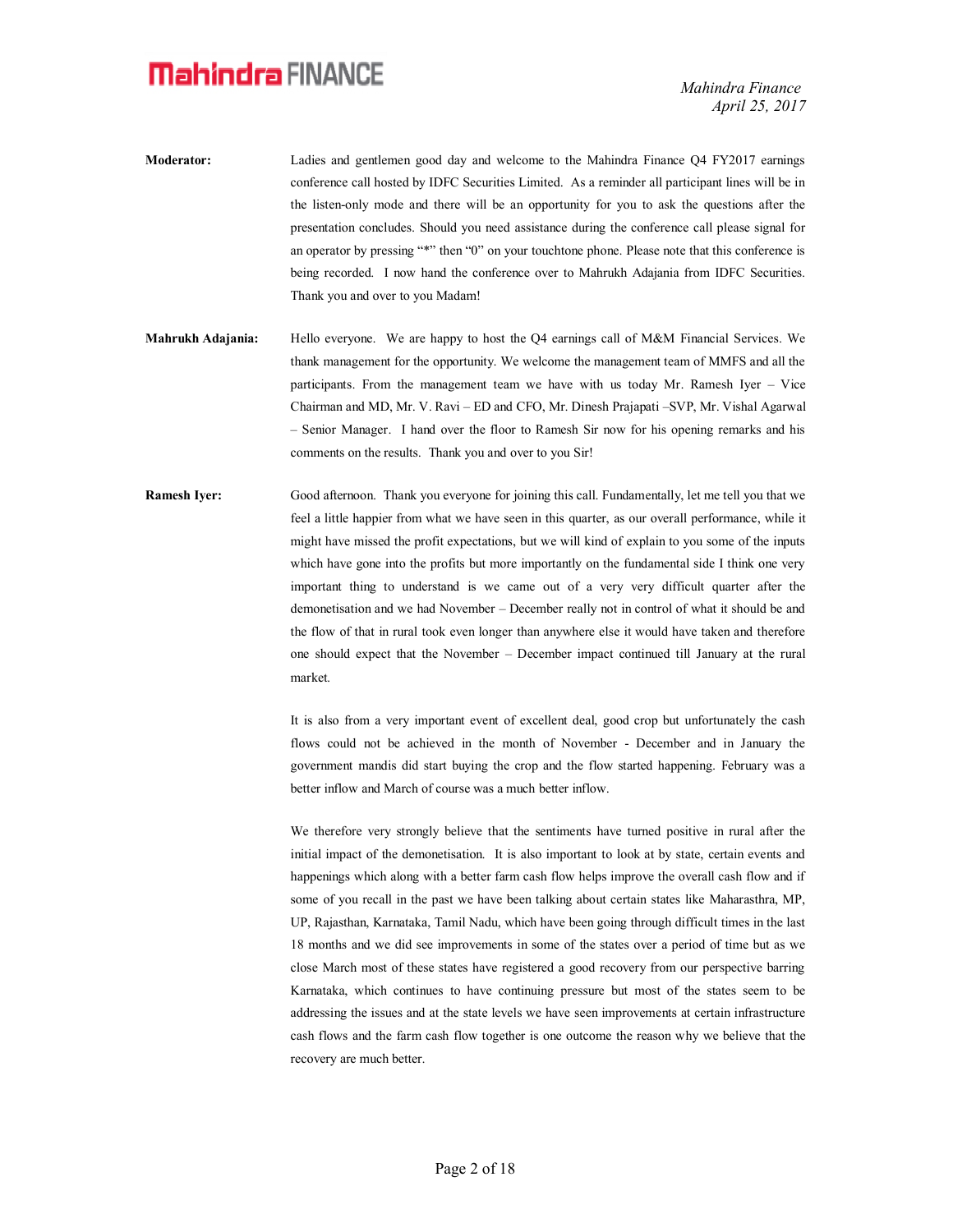**Moderator:** Ladies and gentlemen good day and welcome to the Mahindra Finance Q4 FY2017 earnings conference call hosted by IDFC Securities Limited. As a reminder all participant lines will be in the listen-only mode and there will be an opportunity for you to ask the questions after the presentation concludes. Should you need assistance during the conference call please signal for an operator by pressing "*" then "0" on your touchtone phone. Please note that this conference is being recorded. I now hand the conference over to Mahrukh Adajania from IDFC Securities. Thank you and over to you Madam!

**Mahrukh Adajania:** Hello everyone. We are happy to host the Q4 earnings call of M&M Financial Services. We thank management for the opportunity. We welcome the management team of MMFS and all the participants. From the management team we have with us today Mr. Ramesh Iyer – Vice Chairman and MD, Mr. V. Ravi – ED and CFO, Mr. Dinesh Prajapati –SVP, Mr. Vishal Agarwal – Senior Manager. I hand over the floor to Ramesh Sir now for his opening remarks and his comments on the results. Thank you and over to you Sir!

**Ramesh Iyer:** Good afternoon. Thank you everyone for joining this call. Fundamentally, let me tell you that we feel a little happier from what we have seen in this quarter, as our overall performance, while it might have missed the profit expectations, but we will kind of explain to you some of the inputs which have gone into the profits but more importantly on the fundamental side I think one very important thing to understand is we came out of a very very difficult quarter after the demonetisation and we had November – December really not in control of what it should be and the flow of that in rural took even longer than anywhere else it would have taken and therefore one should expect that the November – December impact continued till January at the rural market.

It is also from a very important event of excellent deal, good crop but unfortunately the cash flows could not be achieved in the month of November - December and in January the government mandis did start buying the crop and the flow started happening. February was a better inflow and March of course was a much better inflow.

We therefore very strongly believe that the sentiments have turned positive in rural after the initial impact of the demonetisation. It is also important to look at by state, certain events and happenings which along with a better farm cash flow helps improve the overall cash flow and if some of you recall in the past we have been talking about certain states like Maharasthra, MP, UP, Rajasthan, Karnataka, Tamil Nadu, which have been going through difficult times in the last 18 months and we did see improvements in some of the states over a period of time but as we close March most of these states have registered a good recovery from our perspective barring Karnataka, which continues to have continuing pressure but most of the states seem to be addressing the issues and at the state levels we have seen improvements at certain infrastructure cash flows and the farm cash flow together is one outcome the reason why we believe that the recovery are much better.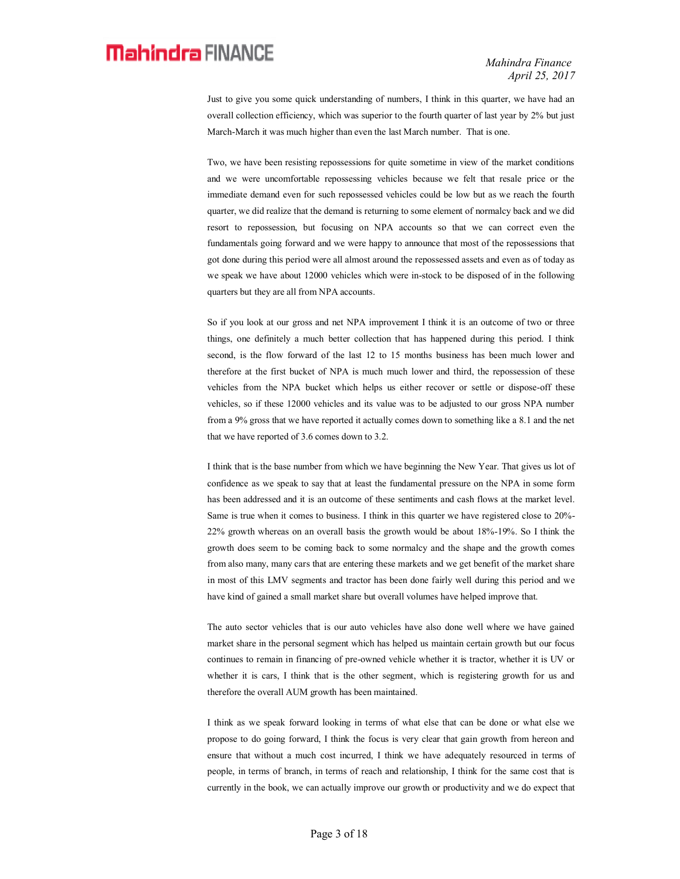Just to give you some quick understanding of numbers, I think in this quarter, we have had an overall collection efficiency, which was superior to the fourth quarter of last year by 2% but just March-March it was much higher than even the last March number. That is one.

Two, we have been resisting repossessions for quite sometime in view of the market conditions and we were uncomfortable repossessing vehicles because we felt that resale price or the immediate demand even for such repossessed vehicles could be low but as we reach the fourth quarter, we did realize that the demand is returning to some element of normalcy back and we did resort to repossession, but focusing on NPA accounts so that we can correct even the fundamentals going forward and we were happy to announce that most of the repossessions that got done during this period were all almost around the repossessed assets and even as of today as we speak we have about 12000 vehicles which were in-stock to be disposed of in the following quarters but they are all from NPA accounts.

So if you look at our gross and net NPA improvement I think it is an outcome of two or three things, one definitely a much better collection that has happened during this period. I think second, is the flow forward of the last 12 to 15 months business has been much lower and therefore at the first bucket of NPA is much much lower and third, the repossession of these vehicles from the NPA bucket which helps us either recover or settle or dispose-off these vehicles, so if these 12000 vehicles and its value was to be adjusted to our gross NPA number from a 9% gross that we have reported it actually comes down to something like a 8.1 and the net that we have reported of 3.6 comes down to 3.2.

I think that is the base number from which we have beginning the New Year. That gives us lot of confidence as we speak to say that at least the fundamental pressure on the NPA in some form has been addressed and it is an outcome of these sentiments and cash flows at the market level. Same is true when it comes to business. I think in this quarter we have registered close to 20%-22% growth whereas on an overall basis the growth would be about 18%-19%. So I think the growth does seem to be coming back to some normalcy and the shape and the growth comes from also many, many cars that are entering these markets and we get benefit of the market share in most of this LMV segments and tractor has been done fairly well during this period and we have kind of gained a small market share but overall volumes have helped improve that.

The auto sector vehicles that is our auto vehicles have also done well where we have gained market share in the personal segment which has helped us maintain certain growth but our focus continues to remain in financing of pre-owned vehicle whether it is tractor, whether it is UV or whether it is cars, I think that is the other segment, which is registering growth for us and therefore the overall AUM growth has been maintained.

I think as we speak forward looking in terms of what else that can be done or what else we propose to do going forward, I think the focus is very clear that gain growth from hereon and ensure that without a much cost incurred, I think we have adequately resourced in terms of people, in terms of branch, in terms of reach and relationship, I think for the same cost that is currently in the book, we can actually improve our growth or productivity and we do expect that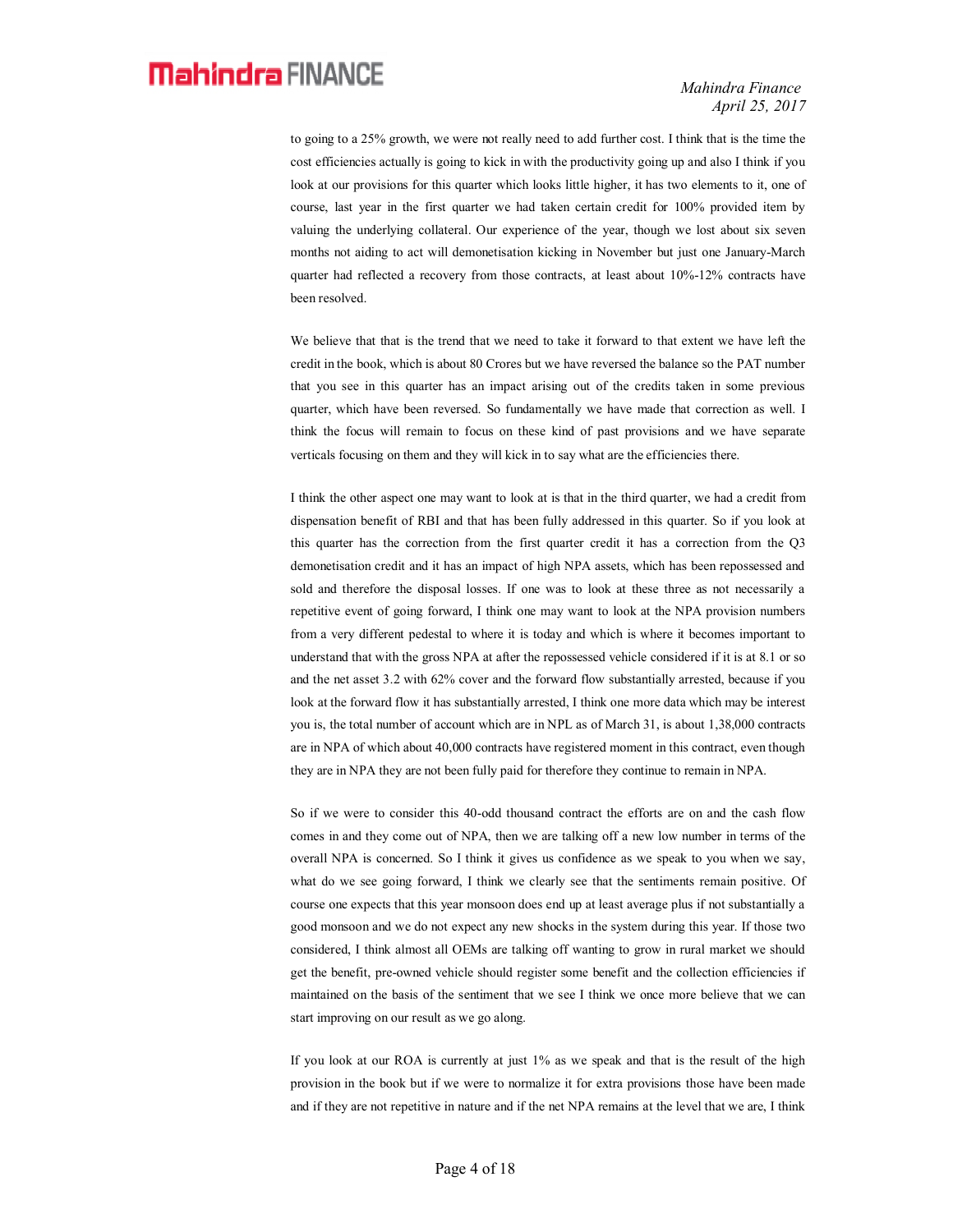to going to a 25% growth, we were not really need to add further cost. I think that is the time the cost efficiencies actually is going to kick in with the productivity going up and also I think if you look at our provisions for this quarter which looks little higher, it has two elements to it, one of course, last year in the first quarter we had taken certain credit for 100% provided item by valuing the underlying collateral. Our experience of the year, though we lost about six seven months not aiding to act will demonetisation kicking in November but just one January-March quarter had reflected a recovery from those contracts, at least about 10%-12% contracts have been resolved.

We believe that that is the trend that we need to take it forward to that extent we have left the credit in the book, which is about 80 Crores but we have reversed the balance so the PAT number that you see in this quarter has an impact arising out of the credits taken in some previous quarter, which have been reversed. So fundamentally we have made that correction as well. I think the focus will remain to focus on these kind of past provisions and we have separate verticals focusing on them and they will kick in to say what are the efficiencies there.

I think the other aspect one may want to look at is that in the third quarter, we had a credit from dispensation benefit of RBI and that has been fully addressed in this quarter. So if you look at this quarter has the correction from the first quarter credit it has a correction from the Q3 demonetisation credit and it has an impact of high NPA assets, which has been repossessed and sold and therefore the disposal losses. If one was to look at these three as not necessarily a repetitive event of going forward, I think one may want to look at the NPA provision numbers from a very different pedestal to where it is today and which is where it becomes important to understand that with the gross NPA at after the repossessed vehicle considered if it is at 8.1 or so and the net asset 3.2 with 62% cover and the forward flow substantially arrested, because if you look at the forward flow it has substantially arrested, I think one more data which may be interest you is, the total number of account which are in NPL as of March 31, is about 1,38,000 contracts are in NPA of which about 40,000 contracts have registered moment in this contract, even though they are in NPA they are not been fully paid for therefore they continue to remain in NPA.

So if we were to consider this 40-odd thousand contract the efforts are on and the cash flow comes in and they come out of NPA, then we are talking off a new low number in terms of the overall NPA is concerned. So I think it gives us confidence as we speak to you when we say, what do we see going forward, I think we clearly see that the sentiments remain positive. Of course one expects that this year monsoon does end up at least average plus if not substantially a good monsoon and we do not expect any new shocks in the system during this year. If those two considered, I think almost all OEMs are talking off wanting to grow in rural market we should get the benefit, pre-owned vehicle should register some benefit and the collection efficiencies if maintained on the basis of the sentiment that we see I think we once more believe that we can start improving on our result as we go along.

If you look at our ROA is currently at just 1% as we speak and that is the result of the high provision in the book but if we were to normalize it for extra provisions those have been made and if they are not repetitive in nature and if the net NPA remains at the level that we are, I think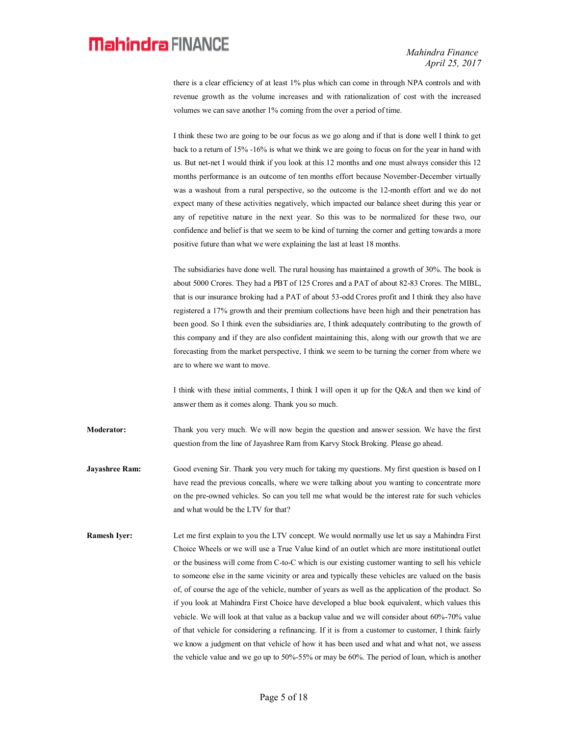there is a clear efficiency of at least 1% plus which can come in through NPA controls and with revenue growth as the volume increases and with rationalization of cost with the increased volumes we can save another 1% coming from the over a period of time.

I think these two are going to be our focus as we go along and if that is done well I think to get back to a return of 15% -16% is what we think we are going to focus on for the year in hand with us. But net-net I would think if you look at this 12 months and one must always consider this 12 months performance is an outcome of ten months effort because November-December virtually was a washout from a rural perspective, so the outcome is the 12-month effort and we do not expect many of these activities negatively, which impacted our balance sheet during this year or any of repetitive nature in the next year. So this was to be normalized for these two, our confidence and belief is that we seem to be kind of turning the corner and getting towards a more positive future than what we were explaining the last at least 18 months.

The subsidiaries have done well. The rural housing has maintained a growth of 30%. The book is about 5000 Crores. They had a PBT of 125 Crores and a PAT of about 82-83 Crores. The MIBL, that is our insurance broking had a PAT of about 53-odd Crores profit and I think they also have registered a 17% growth and their premium collections have been high and their penetration has been good. So I think even the subsidiaries are, I think adequately contributing to the growth of this company and if they are also confident maintaining this, along with our growth that we are forecasting from the market perspective, I think we seem to be turning the corner from where we are to where we want to move.

I think with these initial comments, I think I will open it up for the Q&A and then we kind of answer them as it comes along. Thank you so much.

**Moderator:** Thank you very much. We will now begin the question and answer session. We have the first question from the line of Jayashree Ram from Karvy Stock Broking. Please go ahead.

**Jayashree Ram:** Good evening Sir. Thank you very much for taking my questions. My first question is based on I have read the previous concalls, where we were talking about you wanting to concentrate more on the pre-owned vehicles. So can you tell me what would be the interest rate for such vehicles and what would be the LTV for that?

**Ramesh Iyer:** Let me first explain to you the LTV concept. We would normally use let us say a Mahindra First Choice Wheels or we will use a True Value kind of an outlet which are more institutional outlet or the business will come from C-to-C which is our existing customer wanting to sell his vehicle to someone else in the same vicinity or area and typically these vehicles are valued on the basis of, of course the age of the vehicle, number of years as well as the application of the product. So if you look at Mahindra First Choice have developed a blue book equivalent, which values this vehicle. We will look at that value as a backup value and we will consider about 60%-70% value of that vehicle for considering a refinancing. If it is from a customer to customer, I think fairly we know a judgment on that vehicle of how it has been used and what and what not, we assess the vehicle value and we go up to 50%-55% or may be 60%. The period of loan, which is another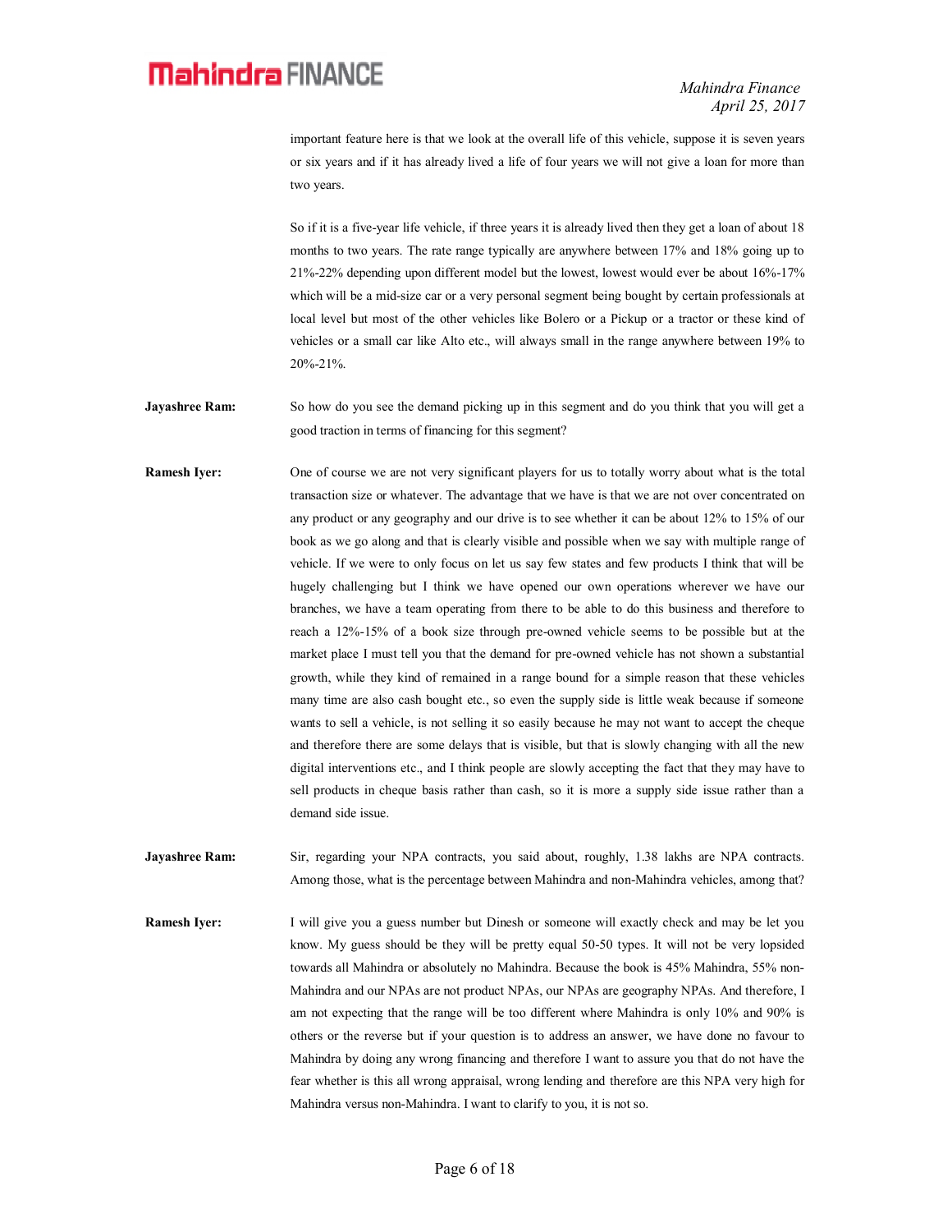important feature here is that we look at the overall life of this vehicle, suppose it is seven years or six years and if it has already lived a life of four years we will not give a loan for more than two years.

So if it is a five-year life vehicle, if three years it is already lived then they get a loan of about 18 months to two years. The rate range typically are anywhere between 17% and 18% going up to 21%-22% depending upon different model but the lowest, lowest would ever be about 16%-17% which will be a mid-size car or a very personal segment being bought by certain professionals at local level but most of the other vehicles like Bolero or a Pickup or a tractor or these kind of vehicles or a small car like Alto etc., will always small in the range anywhere between 19% to 20%-21%.

**Jayashree Ram:** So how do you see the demand picking up in this segment and do you think that you will get a good traction in terms of financing for this segment?

**Ramesh Iyer:** One of course we are not very significant players for us to totally worry about what is the total transaction size or whatever. The advantage that we have is that we are not over concentrated on any product or any geography and our drive is to see whether it can be about 12% to 15% of our book as we go along and that is clearly visible and possible when we say with multiple range of vehicle. If we were to only focus on let us say few states and few products I think that will be hugely challenging but I think we have opened our own operations wherever we have our branches, we have a team operating from there to be able to do this business and therefore to reach a 12%-15% of a book size through pre-owned vehicle seems to be possible but at the market place I must tell you that the demand for pre-owned vehicle has not shown a substantial growth, while they kind of remained in a range bound for a simple reason that these vehicles many time are also cash bought etc., so even the supply side is little weak because if someone wants to sell a vehicle, is not selling it so easily because he may not want to accept the cheque and therefore there are some delays that is visible, but that is slowly changing with all the new digital interventions etc., and I think people are slowly accepting the fact that they may have to sell products in cheque basis rather than cash, so it is more a supply side issue rather than a demand side issue.

**Jayashree Ram:** Sir, regarding your NPA contracts, you said about, roughly, 1.38 lakhs are NPA contracts. Among those, what is the percentage between Mahindra and non-Mahindra vehicles, among that?

**Ramesh Iyer:** I will give you a guess number but Dinesh or someone will exactly check and may be let you know. My guess should be they will be pretty equal 50-50 types. It will not be very lopsided towards all Mahindra or absolutely no Mahindra. Because the book is 45% Mahindra, 55% non-Mahindra and our NPAs are not product NPAs, our NPAs are geography NPAs. And therefore, I am not expecting that the range will be too different where Mahindra is only 10% and 90% is others or the reverse but if your question is to address an answer, we have done no favour to Mahindra by doing any wrong financing and therefore I want to assure you that do not have the fear whether is this all wrong appraisal, wrong lending and therefore are this NPA very high for Mahindra versus non-Mahindra. I want to clarify to you, it is not so.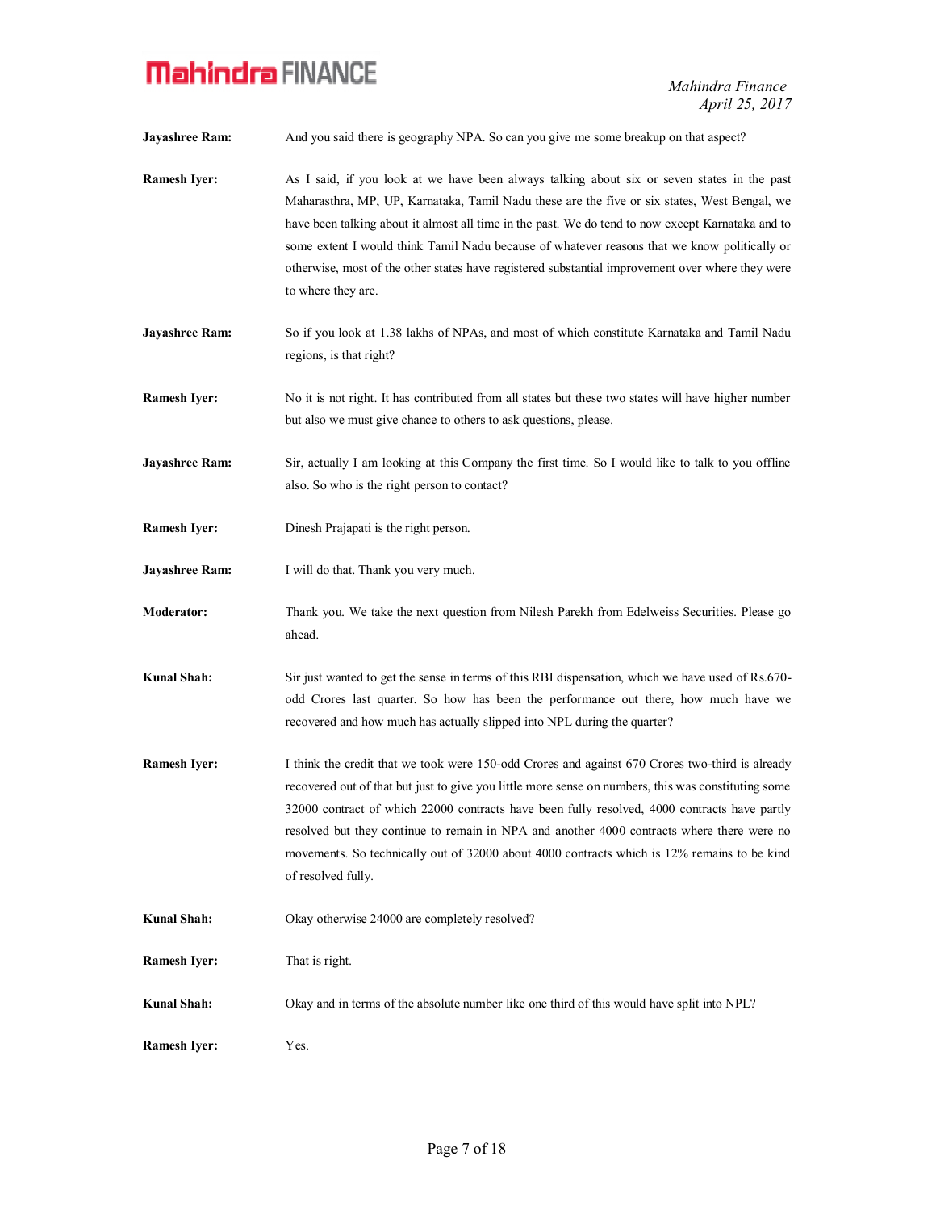**Jayashree Ram:** And you said there is geography NPA. So can you give me some breakup on that aspect?

**Ramesh Iyer:** As I said, if you look at we have been always talking about six or seven states in the past Maharasthra, MP, UP, Karnataka, Tamil Nadu these are the five or six states, West Bengal, we have been talking about it almost all time in the past. We do tend to now except Karnataka and to some extent I would think Tamil Nadu because of whatever reasons that we know politically or otherwise, most of the other states have registered substantial improvement over where they were to where they are.

**Jayashree Ram:** So if you look at 1.38 lakhs of NPAs, and most of which constitute Karnataka and Tamil Nadu regions, is that right?

**Ramesh Iyer:** No it is not right. It has contributed from all states but these two states will have higher number but also we must give chance to others to ask questions, please.

**Jayashree Ram:** Sir, actually I am looking at this Company the first time. So I would like to talk to you offline also. So who is the right person to contact?

**Ramesh Iyer:** Dinesh Prajapati is the right person.

**Jayashree Ram:** I will do that. Thank you very much.

**Moderator:** Thank you. We take the next question from Nilesh Parekh from Edelweiss Securities. Please go ahead.

**Kunal Shah:** Sir just wanted to get the sense in terms of this RBI dispensation, which we have used of Rs.670-odd Crores last quarter. So how has been the performance out there, how much have we recovered and how much has actually slipped into NPL during the quarter?

**Ramesh Iyer:** I think the credit that we took were 150-odd Crores and against 670 Crores two-third is already recovered out of that but just to give you little more sense on numbers, this was constituting some 32000 contract of which 22000 contracts have been fully resolved, 4000 contracts have partly resolved but they continue to remain in NPA and another 4000 contracts where there were no movements. So technically out of 32000 about 4000 contracts which is 12% remains to be kind of resolved fully.

**Kunal Shah:** Okay otherwise 24000 are completely resolved?

**Ramesh Iyer:** That is right.

**Kunal Shah:** Okay and in terms of the absolute number like one third of this would have split into NPL?

**Ramesh Iyer:** Yes.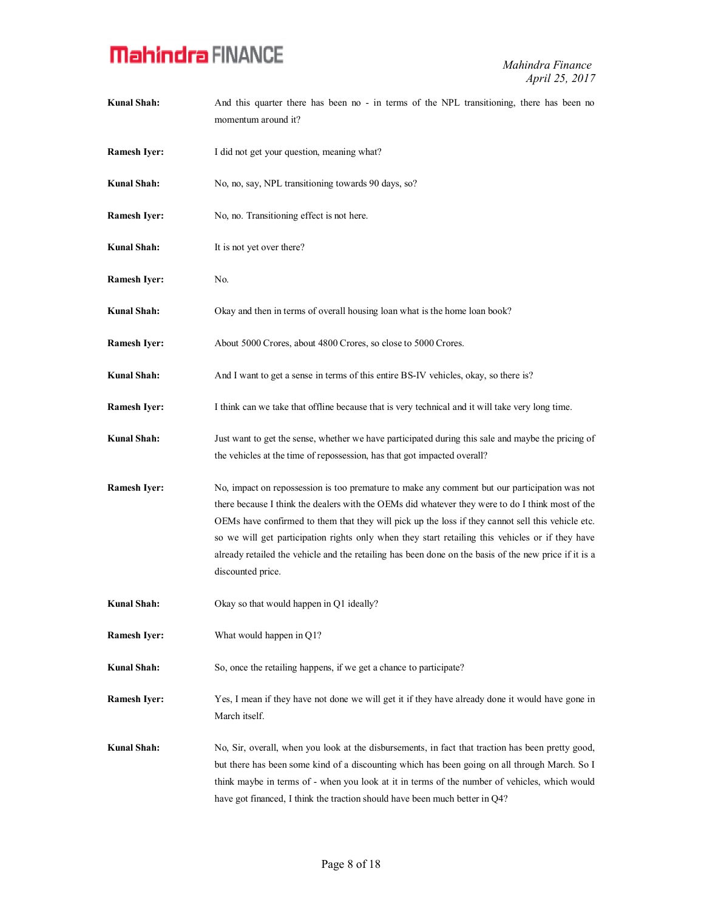**Kunal Shah:** And this quarter there has been no - in terms of the NPL transitioning, there has been no momentum around it?

**Ramesh Iyer:** I did not get your question, meaning what?

**Kunal Shah:** No, no, say, NPL transitioning towards 90 days, so?

**Ramesh Iyer:** No, no. Transitioning effect is not here.

**Kunal Shah:** It is not yet over there?

**Ramesh Iyer:** No.

**Kunal Shah:** Okay and then in terms of overall housing loan what is the home loan book?

**Ramesh Iyer:** About 5000 Crores, about 4800 Crores, so close to 5000 Crores.

**Kunal Shah:** And I want to get a sense in terms of this entire BS-IV vehicles, okay, so there is?

**Ramesh Iyer:** I think can we take that offline because that is very technical and it will take very long time.

**Kunal Shah:** Just want to get the sense, whether we have participated during this sale and maybe the pricing of the vehicles at the time of repossession, has that got impacted overall?

**Ramesh Iyer:** No, impact on repossession is too premature to make any comment but our participation was not there because I think the dealers with the OEMs did whatever they were to do I think most of the OEMs have confirmed to them that they will pick up the loss if they cannot sell this vehicle etc. so we will get participation rights only when they start retailing this vehicles or if they have already retailed the vehicle and the retailing has been done on the basis of the new price if it is a discounted price.

**Kunal Shah:** Okay so that would happen in Q1 ideally?

**Ramesh Iyer:** What would happen in Q1?

**Kunal Shah:** So, once the retailing happens, if we get a chance to participate?

**Ramesh Iyer:** Yes, I mean if they have not done we will get it if they have already done it would have gone in March itself.

**Kunal Shah:** No, Sir, overall, when you look at the disbursements, in fact that traction has been pretty good, but there has been some kind of a discounting which has been going on all through March. So I think maybe in terms of - when you look at it in terms of the number of vehicles, which would have got financed, I think the traction should have been much better in Q4?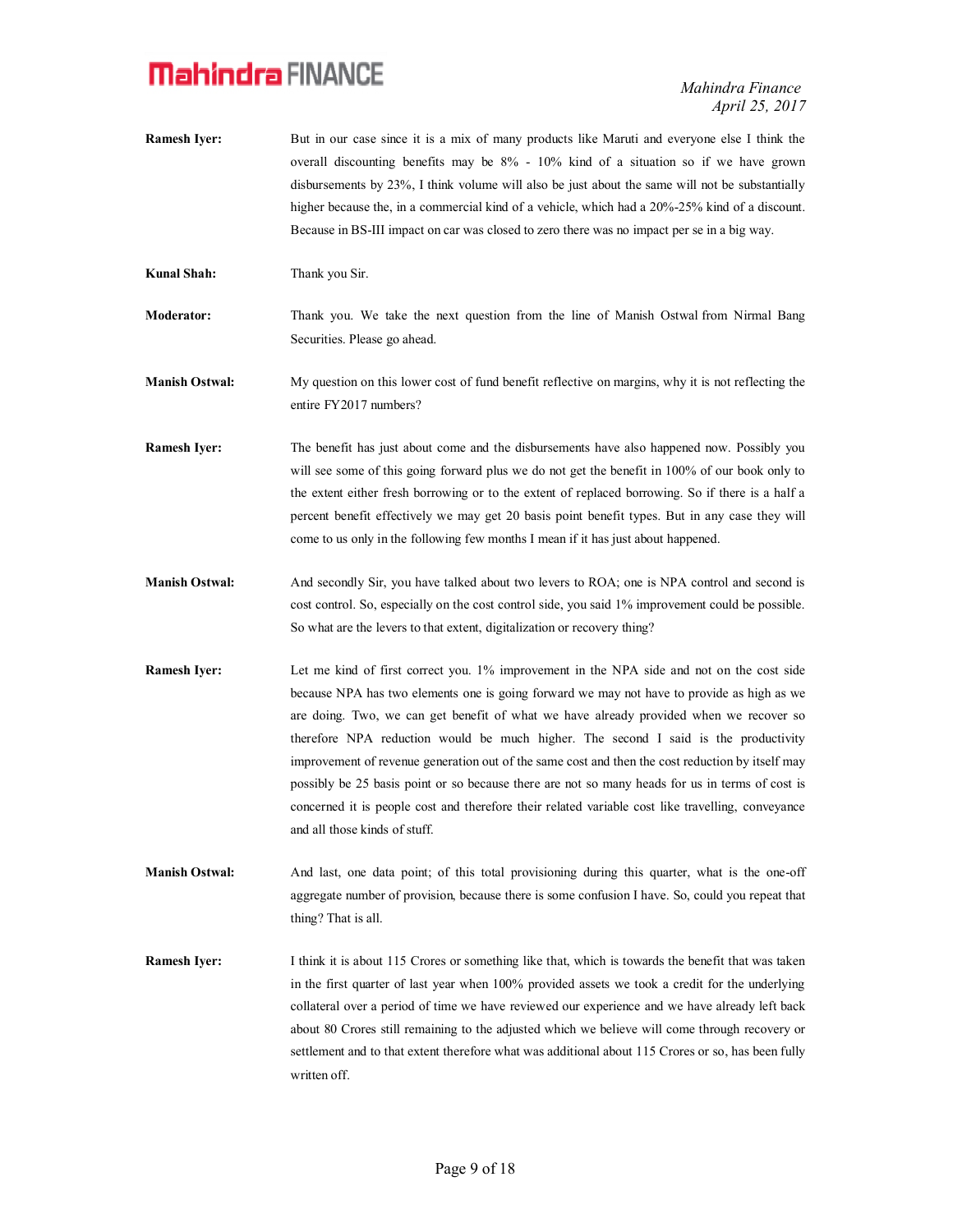**Ramesh Iyer:** But in our case since it is a mix of many products like Maruti and everyone else I think the overall discounting benefits may be 8% - 10% kind of a situation so if we have grown disbursements by 23%, I think volume will also be just about the same will not be substantially higher because the, in a commercial kind of a vehicle, which had a 20%-25% kind of a discount. Because in BS-III impact on car was closed to zero there was no impact per se in a big way.

**Kunal Shah:** Thank you Sir.

**Moderator:** Thank you. We take the next question from the line of Manish Ostwal from Nirmal Bang Securities. Please go ahead.

**Manish Ostwal:** My question on this lower cost of fund benefit reflective on margins, why it is not reflecting the entire FY2017 numbers?

**Ramesh Iyer:** The benefit has just about come and the disbursements have also happened now. Possibly you will see some of this going forward plus we do not get the benefit in 100% of our book only to the extent either fresh borrowing or to the extent of replaced borrowing. So if there is a half a percent benefit effectively we may get 20 basis point benefit types. But in any case they will come to us only in the following few months I mean if it has just about happened.

**Manish Ostwal:** And secondly Sir, you have talked about two levers to ROA; one is NPA control and second is cost control. So, especially on the cost control side, you said 1% improvement could be possible. So what are the levers to that extent, digitalization or recovery thing?

**Ramesh Iyer:** Let me kind of first correct you. 1% improvement in the NPA side and not on the cost side because NPA has two elements one is going forward we may not have to provide as high as we are doing. Two, we can get benefit of what we have already provided when we recover so therefore NPA reduction would be much higher. The second I said is the productivity improvement of revenue generation out of the same cost and then the cost reduction by itself may possibly be 25 basis point or so because there are not so many heads for us in terms of cost is concerned it is people cost and therefore their related variable cost like travelling, conveyance and all those kinds of stuff.

**Manish Ostwal:** And last, one data point; of this total provisioning during this quarter, what is the one-off aggregate number of provision, because there is some confusion I have. So, could you repeat that thing? That is all.

**Ramesh Iyer:** I think it is about 115 Crores or something like that, which is towards the benefit that was taken in the first quarter of last year when 100% provided assets we took a credit for the underlying collateral over a period of time we have reviewed our experience and we have already left back about 80 Crores still remaining to the adjusted which we believe will come through recovery or settlement and to that extent therefore what was additional about 115 Crores or so, has been fully written off.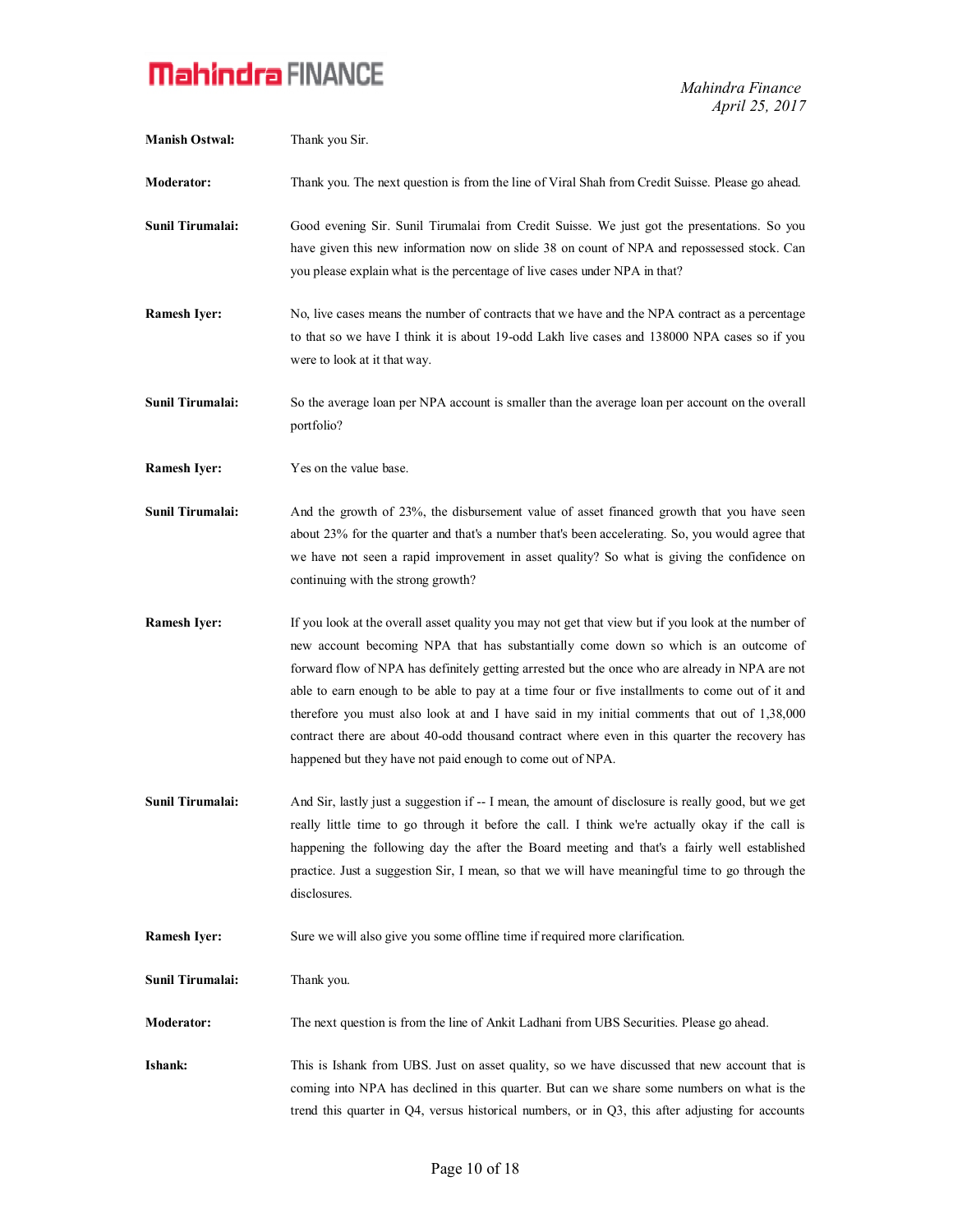**Manish Ostwal:** Thank you Sir.

**Moderator:** Thank you. The next question is from the line of Viral Shah from Credit Suisse. Please go ahead.

**Sunil Tirumalai:** Good evening Sir. Sunil Tirumalai from Credit Suisse. We just got the presentations. So you have given this new information now on slide 38 on count of NPA and repossessed stock. Can you please explain what is the percentage of live cases under NPA in that?

**Ramesh Iyer:** No, live cases means the number of contracts that we have and the NPA contract as a percentage to that so we have I think it is about 19-odd Lakh live cases and 138000 NPA cases so if you were to look at it that way.

**Sunil Tirumalai:** So the average loan per NPA account is smaller than the average loan per account on the overall portfolio?

**Ramesh Iyer:** Yes on the value base.

**Sunil Tirumalai:** And the growth of 23%, the disbursement value of asset financed growth that you have seen about 23% for the quarter and that's a number that's been accelerating. So, you would agree that we have not seen a rapid improvement in asset quality? So what is giving the confidence on continuing with the strong growth?

**Ramesh Iyer:** If you look at the overall asset quality you may not get that view but if you look at the number of new account becoming NPA that has substantially come down so which is an outcome of forward flow of NPA has definitely getting arrested but the once who are already in NPA are not able to earn enough to be able to pay at a time four or five installments to come out of it and therefore you must also look at and I have said in my initial comments that out of 1,38,000 contract there are about 40-odd thousand contract where even in this quarter the recovery has happened but they have not paid enough to come out of NPA.

**Sunil Tirumalai:** And Sir, lastly just a suggestion if -- I mean, the amount of disclosure is really good, but we get really little time to go through it before the call. I think we're actually okay if the call is happening the following day the after the Board meeting and that's a fairly well established practice. Just a suggestion Sir, I mean, so that we will have meaningful time to go through the disclosures.

**Ramesh Iyer:** Sure we will also give you some offline time if required more clarification.

**Sunil Tirumalai:** Thank you.

**Moderator:** The next question is from the line of Ankit Ladhani from UBS Securities. Please go ahead.

**Ishank:** This is Ishank from UBS. Just on asset quality, so we have discussed that new account that is coming into NPA has declined in this quarter. But can we share some numbers on what is the trend this quarter in Q4, versus historical numbers, or in Q3, this after adjusting for accounts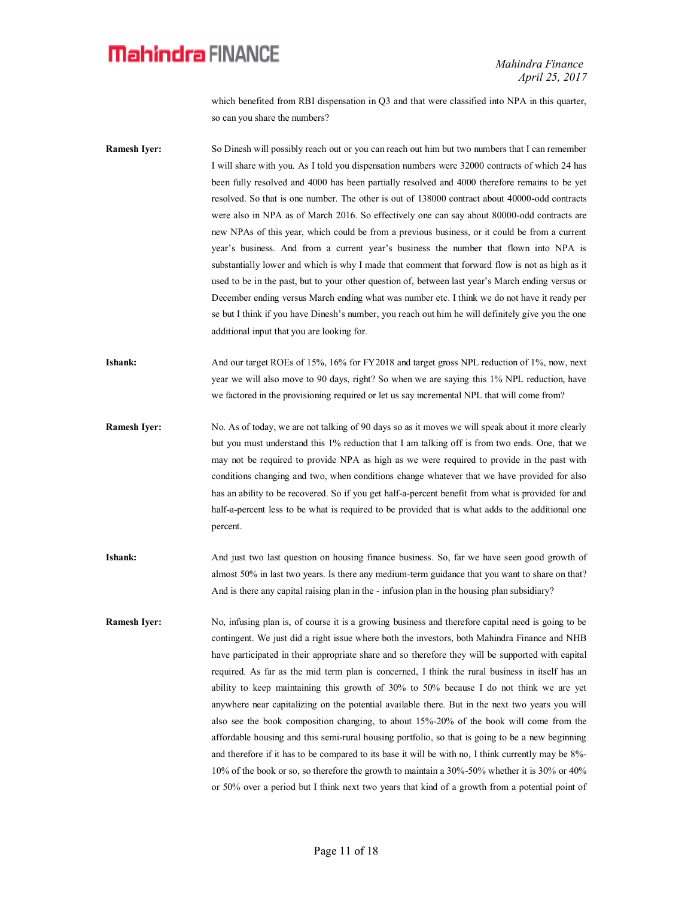which benefited from RBI dispensation in Q3 and that were classified into NPA in this quarter, so can you share the numbers?

**Ramesh Iyer:** So Dinesh will possibly reach out or you can reach out him but two numbers that I can remember I will share with you. As I told you dispensation numbers were 32000 contracts of which 24 has been fully resolved and 4000 has been partially resolved and 4000 therefore remains to be yet resolved. So that is one number. The other is out of 138000 contract about 40000-odd contracts were also in NPA as of March 2016. So effectively one can say about 80000-odd contracts are new NPAs of this year, which could be from a previous business, or it could be from a current year's business. And from a current year's business the number that flown into NPA is substantially lower and which is why I made that comment that forward flow is not as high as it used to be in the past, but to your other question of, between last year's March ending versus or December ending versus March ending what was number etc. I think we do not have it ready per se but I think if you have Dinesh's number, you reach out him he will definitely give you the one additional input that you are looking for.

**Ishank:** And our target ROEs of 15%, 16% for FY2018 and target gross NPL reduction of 1%, now, next year we will also move to 90 days, right? So when we are saying this 1% NPL reduction, have we factored in the provisioning required or let us say incremental NPL that will come from?

**Ramesh Iyer:** No. As of today, we are not talking of 90 days so as it moves we will speak about it more clearly but you must understand this 1% reduction that I am talking off is from two ends. One, that we may not be required to provide NPA as high as we were required to provide in the past with conditions changing and two, when conditions change whatever that we have provided for also has an ability to be recovered. So if you get half-a-percent benefit from what is provided for and half-a-percent less to be what is required to be provided that is what adds to the additional one percent.

**Ishank:** And just two last question on housing finance business. So, far we have seen good growth of almost 50% in last two years. Is there any medium-term guidance that you want to share on that? And is there any capital raising plan in the - infusion plan in the housing plan subsidiary?

**Ramesh Iyer:** No, infusing plan is, of course it is a growing business and therefore capital need is going to be contingent. We just did a right issue where both the investors, both Mahindra Finance and NHB have participated in their appropriate share and so therefore they will be supported with capital required. As far as the mid term plan is concerned, I think the rural business in itself has an ability to keep maintaining this growth of 30% to 50% because I do not think we are yet anywhere near capitalizing on the potential available there. But in the next two years you will also see the book composition changing, to about 15%-20% of the book will come from the affordable housing and this semi-rural housing portfolio, so that is going to be a new beginning and therefore if it has to be compared to its base it will be with no, I think currently may be 8%-10% of the book or so, so therefore the growth to maintain a 30%-50% whether it is 30% or 40% or 50% over a period but I think next two years that kind of a growth from a potential point of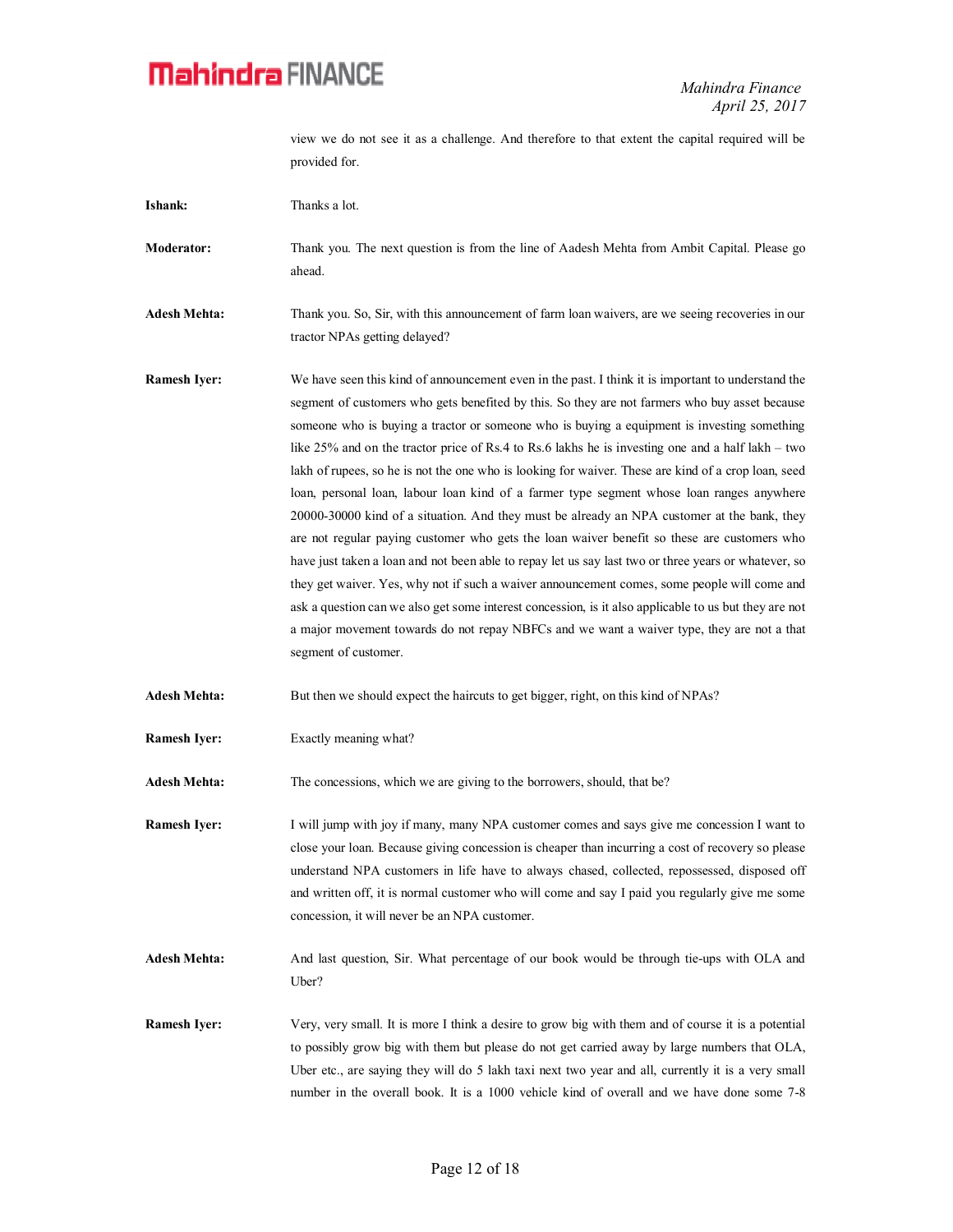view we do not see it as a challenge. And therefore to that extent the capital required will be provided for.

**Ishank:** Thanks a lot.

**Moderator:** Thank you. The next question is from the line of Aadesh Mehta from Ambit Capital. Please go ahead.

**Adesh Mehta:** Thank you. So, Sir, with this announcement of farm loan waivers, are we seeing recoveries in our tractor NPAs getting delayed?

**Ramesh Iyer:** We have seen this kind of announcement even in the past. I think it is important to understand the segment of customers who gets benefited by this. So they are not farmers who buy asset because someone who is buying a tractor or someone who is buying a equipment is investing something like 25% and on the tractor price of Rs.4 to Rs.6 lakhs he is investing one and a half lakh – two lakh of rupees, so he is not the one who is looking for waiver. These are kind of a crop loan, seed loan, personal loan, labour loan kind of a farmer type segment whose loan ranges anywhere 20000-30000 kind of a situation. And they must be already an NPA customer at the bank, they are not regular paying customer who gets the loan waiver benefit so these are customers who have just taken a loan and not been able to repay let us say last two or three years or whatever, so they get waiver. Yes, why not if such a waiver announcement comes, some people will come and ask a question can we also get some interest concession, is it also applicable to us but they are not a major movement towards do not repay NBFCs and we want a waiver type, they are not a that segment of customer.

**Adesh Mehta:** But then we should expect the haircuts to get bigger, right, on this kind of NPAs?

**Ramesh Iyer:** Exactly meaning what?

**Adesh Mehta:** The concessions, which we are giving to the borrowers, should, that be?

**Ramesh Iyer:** I will jump with joy if many, many NPA customer comes and says give me concession I want to close your loan. Because giving concession is cheaper than incurring a cost of recovery so please understand NPA customers in life have to always chased, collected, repossessed, disposed off and written off, it is normal customer who will come and say I paid you regularly give me some concession, it will never be an NPA customer.

**Adesh Mehta:** And last question, Sir. What percentage of our book would be through tie-ups with OLA and Uber?

**Ramesh Iyer:** Very, very small. It is more I think a desire to grow big with them and of course it is a potential to possibly grow big with them but please do not get carried away by large numbers that OLA, Uber etc., are saying they will do 5 lakh taxi next two year and all, currently it is a very small number in the overall book. It is a 1000 vehicle kind of overall and we have done some 7-8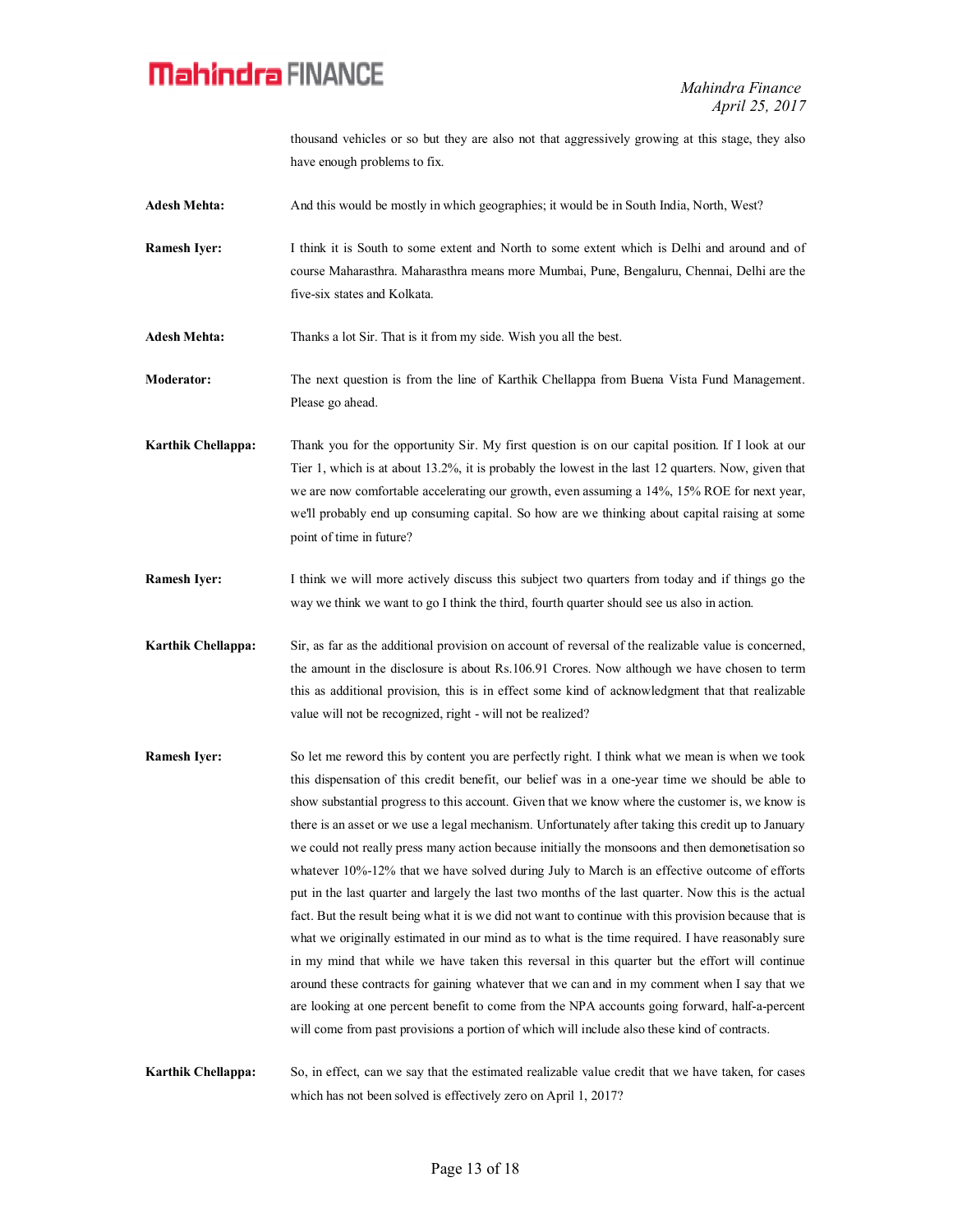thousand vehicles or so but they are also not that aggressively growing at this stage, they also have enough problems to fix.

**Adesh Mehta:** And this would be mostly in which geographies; it would be in South India, North, West?

**Ramesh Iyer:** I think it is South to some extent and North to some extent which is Delhi and around and of course Maharasthra. Maharasthra means more Mumbai, Pune, Bengaluru, Chennai, Delhi are the five-six states and Kolkata.

**Adesh Mehta:** Thanks a lot Sir. That is it from my side. Wish you all the best.

**Moderator:** The next question is from the line of Karthik Chellappa from Buena Vista Fund Management. Please go ahead.

**Karthik Chellappa:** Thank you for the opportunity Sir. My first question is on our capital position. If I look at our Tier 1, which is at about 13.2%, it is probably the lowest in the last 12 quarters. Now, given that we are now comfortable accelerating our growth, even assuming a 14%, 15% ROE for next year, we'll probably end up consuming capital. So how are we thinking about capital raising at some point of time in future?

**Ramesh Iyer:** I think we will more actively discuss this subject two quarters from today and if things go the way we think we want to go I think the third, fourth quarter should see us also in action.

**Karthik Chellappa:** Sir, as far as the additional provision on account of reversal of the realizable value is concerned, the amount in the disclosure is about Rs.106.91 Crores. Now although we have chosen to term this as additional provision, this is in effect some kind of acknowledgment that that realizable value will not be recognized, right - will not be realized?

**Ramesh Iyer:** So let me reword this by content you are perfectly right. I think what we mean is when we took this dispensation of this credit benefit, our belief was in a one-year time we should be able to show substantial progress to this account. Given that we know where the customer is, we know is there is an asset or we use a legal mechanism. Unfortunately after taking this credit up to January we could not really press many action because initially the monsoons and then demonetisation so whatever 10%-12% that we have solved during July to March is an effective outcome of efforts put in the last quarter and largely the last two months of the last quarter. Now this is the actual fact. But the result being what it is we did not want to continue with this provision because that is what we originally estimated in our mind as to what is the time required. I have reasonably sure in my mind that while we have taken this reversal in this quarter but the effort will continue around these contracts for gaining whatever that we can and in my comment when I say that we are looking at one percent benefit to come from the NPA accounts going forward, half-a-percent will come from past provisions a portion of which will include also these kind of contracts.

**Karthik Chellappa:** So, in effect, can we say that the estimated realizable value credit that we have taken, for cases which has not been solved is effectively zero on April 1, 2017?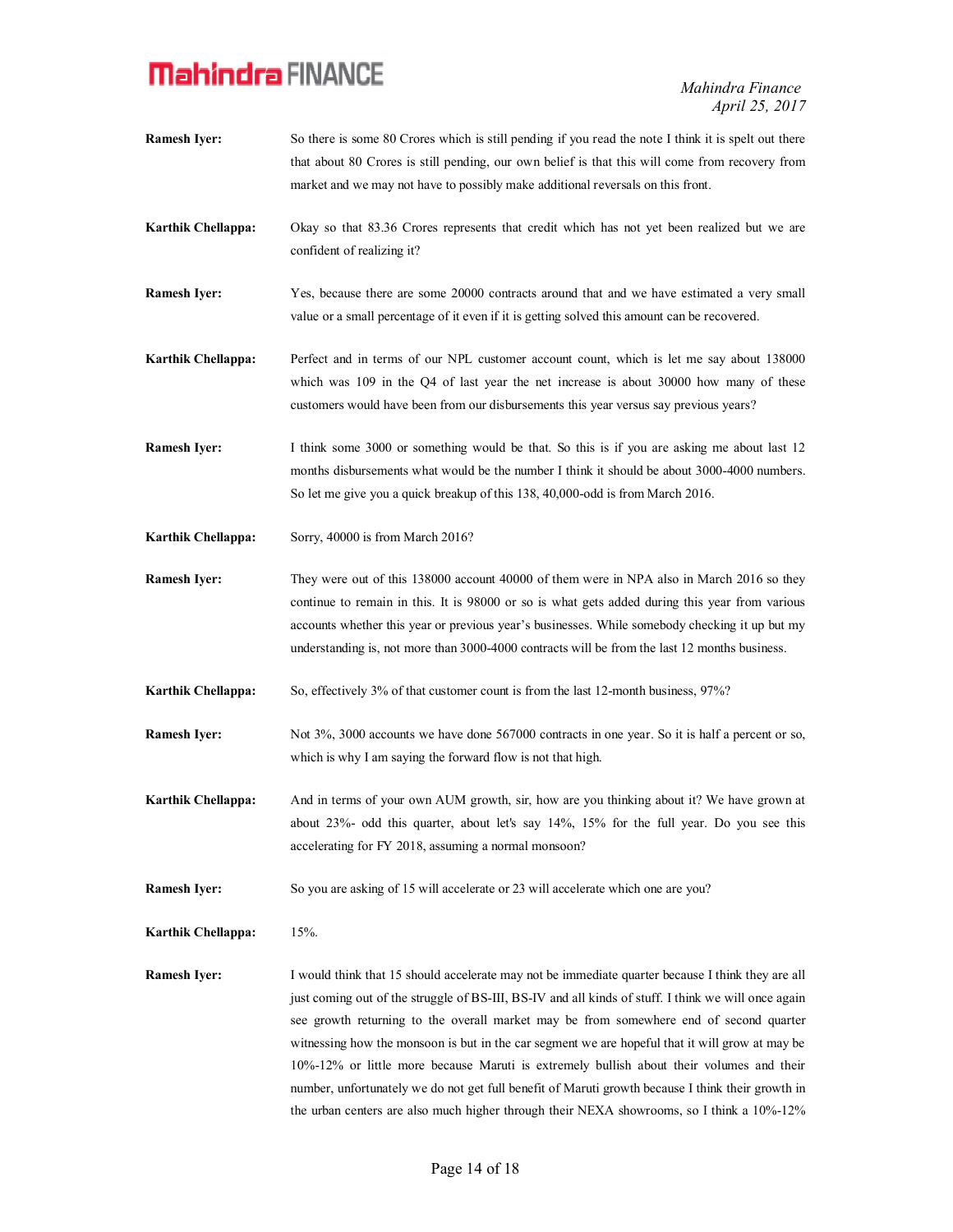**Ramesh Iyer:** So there is some 80 Crores which is still pending if you read the note I think it is spelt out there that about 80 Crores is still pending, our own belief is that this will come from recovery from market and we may not have to possibly make additional reversals on this front.

**Karthik Chellappa:** Okay so that 83.36 Crores represents that credit which has not yet been realized but we are confident of realizing it?

**Ramesh Iyer:** Yes, because there are some 20000 contracts around that and we have estimated a very small value or a small percentage of it even if it is getting solved this amount can be recovered.

**Karthik Chellappa:** Perfect and in terms of our NPL customer account count, which is let me say about 138000 which was 109 in the Q4 of last year the net increase is about 30000 how many of these customers would have been from our disbursements this year versus say previous years?

**Ramesh Iyer:** I think some 3000 or something would be that. So this is if you are asking me about last 12 months disbursements what would be the number I think it should be about 3000-4000 numbers. So let me give you a quick breakup of this 138, 40,000-odd is from March 2016.

**Karthik Chellappa:** Sorry, 40000 is from March 2016?

**Ramesh Iyer:** They were out of this 138000 account 40000 of them were in NPA also in March 2016 so they continue to remain in this. It is 98000 or so is what gets added during this year from various accounts whether this year or previous year's businesses. While somebody checking it up but my understanding is, not more than 3000-4000 contracts will be from the last 12 months business.

**Karthik Chellappa:** So, effectively 3% of that customer count is from the last 12-month business, 97%?

**Ramesh Iyer:** Not 3%, 3000 accounts we have done 567000 contracts in one year. So it is half a percent or so, which is why I am saying the forward flow is not that high.

**Karthik Chellappa:** And in terms of your own AUM growth, sir, how are you thinking about it? We have grown at about 23%- odd this quarter, about let's say 14%, 15% for the full year. Do you see this accelerating for FY 2018, assuming a normal monsoon?

**Ramesh Iyer:** So you are asking of 15 will accelerate or 23 will accelerate which one are you?

**Karthik Chellappa:** 15%.

**Ramesh Iyer:** I would think that 15 should accelerate may not be immediate quarter because I think they are all just coming out of the struggle of BS-III, BS-IV and all kinds of stuff. I think we will once again see growth returning to the overall market may be from somewhere end of second quarter witnessing how the monsoon is but in the car segment we are hopeful that it will grow at may be 10%-12% or little more because Maruti is extremely bullish about their volumes and their number, unfortunately we do not get full benefit of Maruti growth because I think their growth in the urban centers are also much higher through their NEXA showrooms, so I think a 10%-12%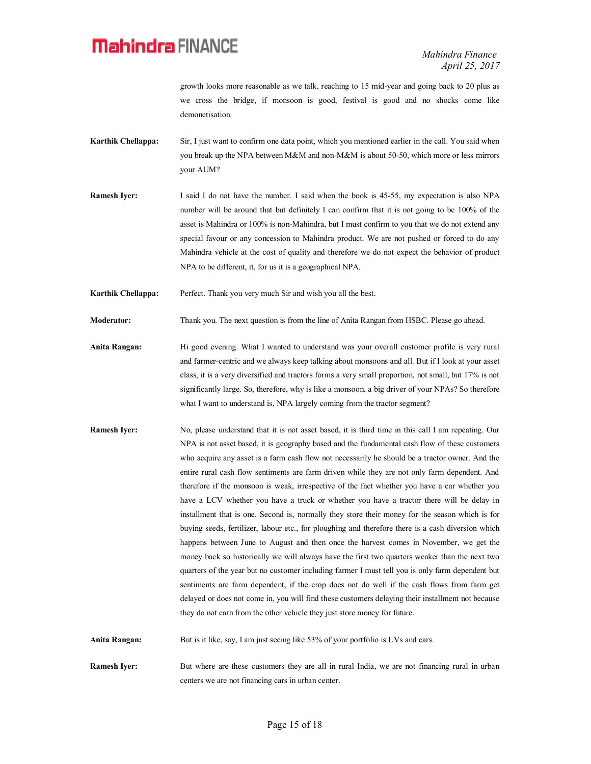growth looks more reasonable as we talk, reaching to 15 mid-year and going back to 20 plus as we cross the bridge, if monsoon is good, festival is good and no shocks come like demonetisation.

**Karthik Chellappa:** Sir, I just want to confirm one data point, which you mentioned earlier in the call. You said when you break up the NPA between M&M and non-M&M is about 50-50, which more or less mirrors your AUM?

**Ramesh Iyer:** I said I do not have the number. I said when the book is 45-55, my expectation is also NPA number will be around that but definitely I can confirm that it is not going to be 100% of the asset is Mahindra or 100% is non-Mahindra, but I must confirm to you that we do not extend any special favour or any concession to Mahindra product. We are not pushed or forced to do any Mahindra vehicle at the cost of quality and therefore we do not expect the behavior of product NPA to be different, it, for us it is a geographical NPA.

**Karthik Chellappa:** Perfect. Thank you very much Sir and wish you all the best.

**Moderator:** Thank you. The next question is from the line of Anita Rangan from HSBC. Please go ahead.

**Anita Rangan:** Hi good evening. What I wanted to understand was your overall customer profile is very rural and farmer-centric and we always keep talking about monsoons and all. But if I look at your asset class, it is a very diversified and tractors forms a very small proportion, not small, but 17% is not significantly large. So, therefore, why is like a monsoon, a big driver of your NPAs? So therefore what I want to understand is, NPA largely coming from the tractor segment?

**Ramesh Iyer:** No, please understand that it is not asset based, it is third time in this call I am repeating. Our NPA is not asset based, it is geography based and the fundamental cash flow of these customers who acquire any asset is a farm cash flow not necessarily he should be a tractor owner. And the entire rural cash flow sentiments are farm driven while they are not only farm dependent. And therefore if the monsoon is weak, irrespective of the fact whether you have a car whether you have a LCV whether you have a truck or whether you have a tractor there will be delay in installment that is one. Second is, normally they store their money for the season which is for buying seeds, fertilizer, labour etc., for ploughing and therefore there is a cash diversion which happens between June to August and then once the harvest comes in November, we get the money back so historically we will always have the first two quarters weaker than the next two quarters of the year but no customer including farmer I must tell you is only farm dependent but sentiments are farm dependent, if the crop does not do well if the cash flows from farm get delayed or does not come in, you will find these customers delaying their installment not because they do not earn from the other vehicle they just store money for future.

**Anita Rangan:** But is it like, say, I am just seeing like 53% of your portfolio is UVs and cars.

**Ramesh Iyer:** But where are these customers they are all in rural India, we are not financing rural in urban centers we are not financing cars in urban center.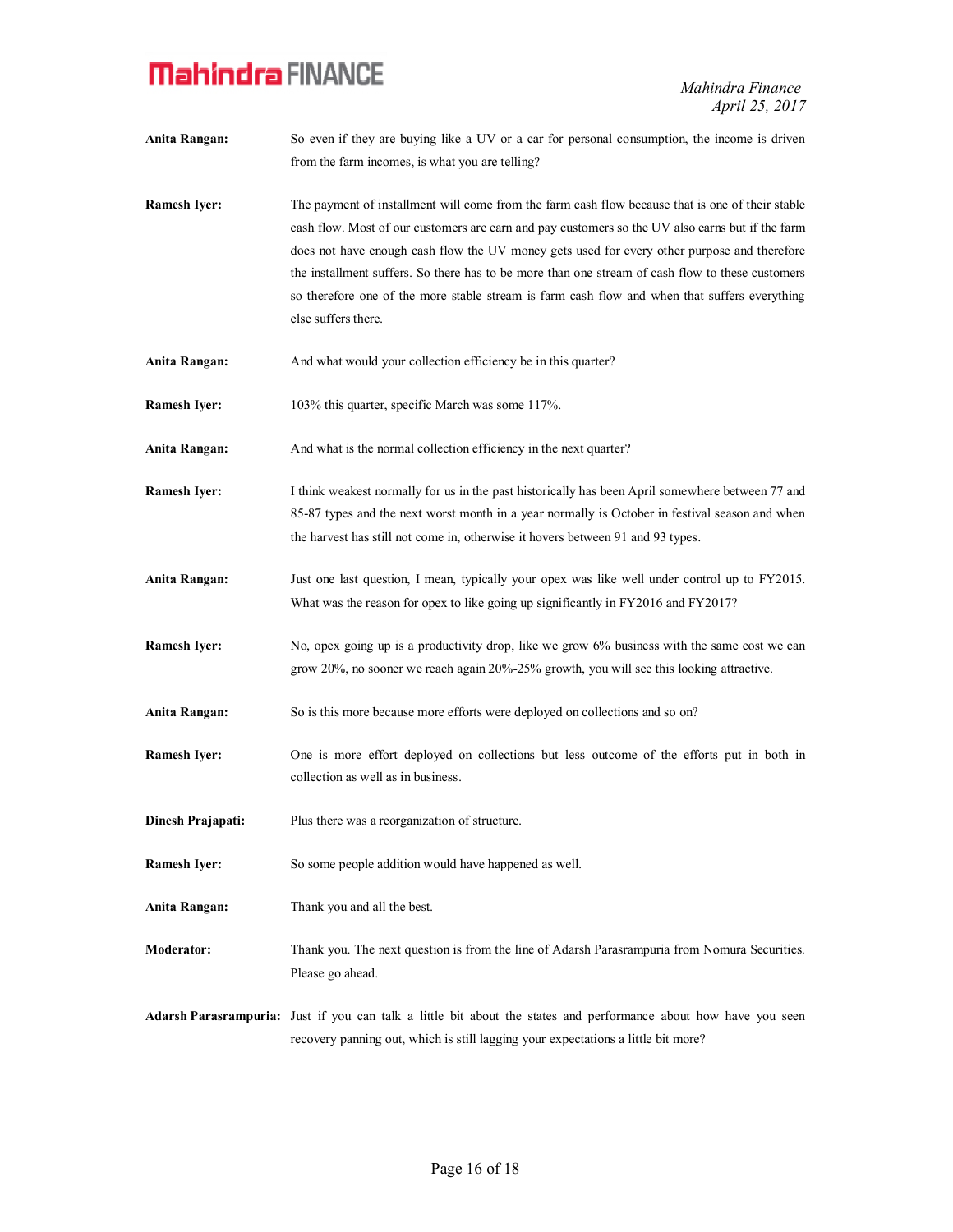**Anita Rangan:** So even if they are buying like a UV or a car for personal consumption, the income is driven from the farm incomes, is what you are telling?

**Ramesh Iyer:** The payment of installment will come from the farm cash flow because that is one of their stable cash flow. Most of our customers are earn and pay customers so the UV also earns but if the farm does not have enough cash flow the UV money gets used for every other purpose and therefore the installment suffers. So there has to be more than one stream of cash flow to these customers so therefore one of the more stable stream is farm cash flow and when that suffers everything else suffers there.

**Anita Rangan:** And what would your collection efficiency be in this quarter?

**Ramesh Iyer:** 103% this quarter, specific March was some 117%.

**Anita Rangan:** And what is the normal collection efficiency in the next quarter?

**Ramesh Iyer:** I think weakest normally for us in the past historically has been April somewhere between 77 and 85-87 types and the next worst month in a year normally is October in festival season and when the harvest has still not come in, otherwise it hovers between 91 and 93 types.

**Anita Rangan:** Just one last question, I mean, typically your opex was like well under control up to FY2015. What was the reason for opex to like going up significantly in FY2016 and FY2017?

**Ramesh Iyer:** No, opex going up is a productivity drop, like we grow 6% business with the same cost we can grow 20%, no sooner we reach again 20%-25% growth, you will see this looking attractive.

**Anita Rangan:** So is this more because more efforts were deployed on collections and so on?

**Ramesh Iyer:** One is more effort deployed on collections but less outcome of the efforts put in both in collection as well as in business.

**Dinesh Prajapati:** Plus there was a reorganization of structure.

**Ramesh Iyer:** So some people addition would have happened as well.

**Anita Rangan:** Thank you and all the best.

**Moderator:** Thank you. The next question is from the line of Adarsh Parasrampuria from Nomura Securities. Please go ahead.

**Adarsh Parasrampuria:** Just if you can talk a little bit about the states and performance about how have you seen recovery panning out, which is still lagging your expectations a little bit more?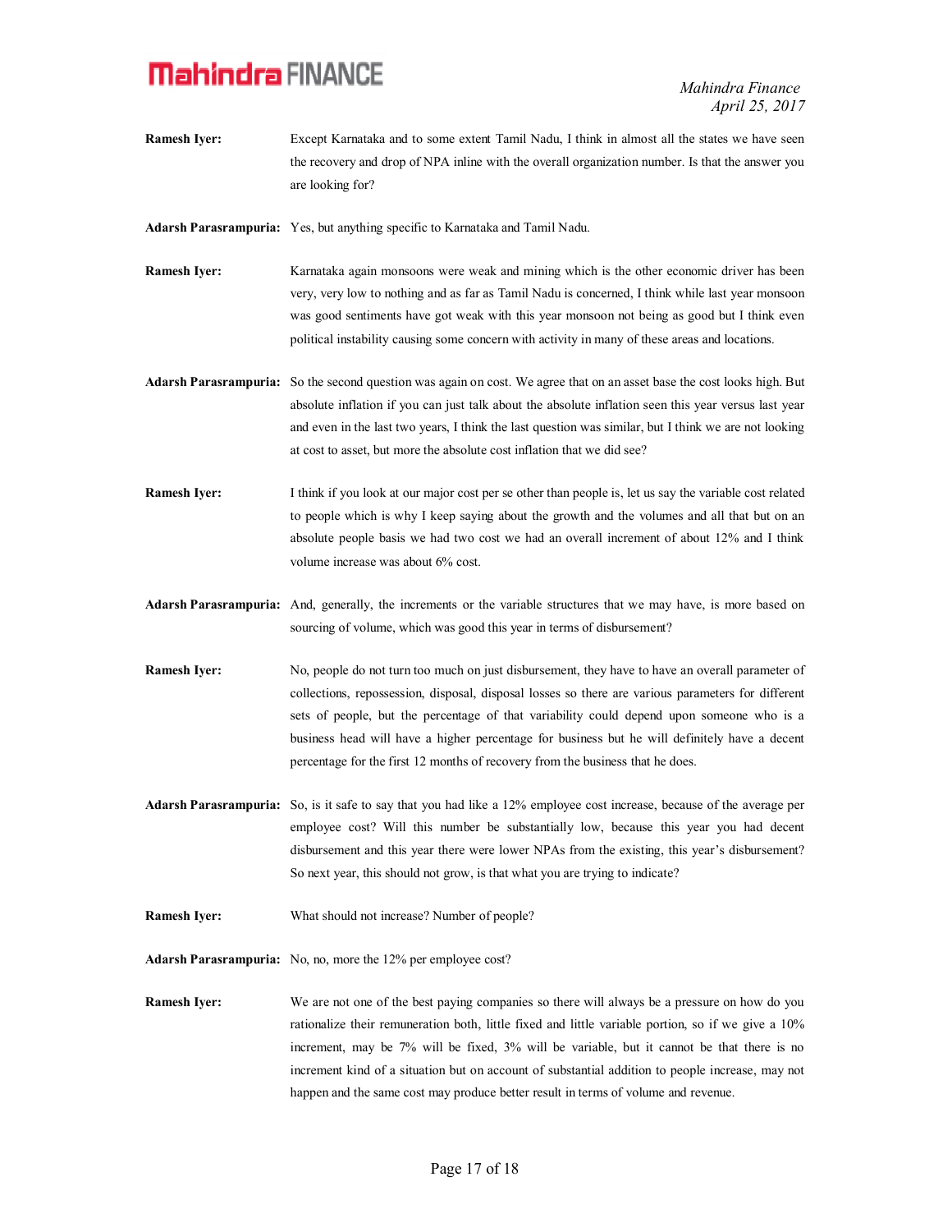**Ramesh Iyer:** Except Karnataka and to some extent Tamil Nadu, I think in almost all the states we have seen the recovery and drop of NPA inline with the overall organization number. Is that the answer you are looking for?

**Adarsh Parasrampuria:** Yes, but anything specific to Karnataka and Tamil Nadu.

**Ramesh Iyer:** Karnataka again monsoons were weak and mining which is the other economic driver has been very, very low to nothing and as far as Tamil Nadu is concerned, I think while last year monsoon was good sentiments have got weak with this year monsoon not being as good but I think even political instability causing some concern with activity in many of these areas and locations.

**Adarsh Parasrampuria:** So the second question was again on cost. We agree that on an asset base the cost looks high. But absolute inflation if you can just talk about the absolute inflation seen this year versus last year and even in the last two years, I think the last question was similar, but I think we are not looking at cost to asset, but more the absolute cost inflation that we did see?

**Ramesh Iyer:** I think if you look at our major cost per se other than people is, let us say the variable cost related to people which is why I keep saying about the growth and the volumes and all that but on an absolute people basis we had two cost we had an overall increment of about 12% and I think volume increase was about 6% cost.

**Adarsh Parasrampuria:** And, generally, the increments or the variable structures that we may have, is more based on sourcing of volume, which was good this year in terms of disbursement?

**Ramesh Iyer:** No, people do not turn too much on just disbursement, they have to have an overall parameter of collections, repossession, disposal, disposal losses so there are various parameters for different sets of people, but the percentage of that variability could depend upon someone who is a business head will have a higher percentage for business but he will definitely have a decent percentage for the first 12 months of recovery from the business that he does.

**Adarsh Parasrampuria:** So, is it safe to say that you had like a 12% employee cost increase, because of the average per employee cost? Will this number be substantially low, because this year you had decent disbursement and this year there were lower NPAs from the existing, this year's disbursement? So next year, this should not grow, is that what you are trying to indicate?

**Ramesh Iyer:** What should not increase? Number of people?

**Adarsh Parasrampuria:** No, no, more the 12% per employee cost?

**Ramesh Iyer:** We are not one of the best paying companies so there will always be a pressure on how do you rationalize their remuneration both, little fixed and little variable portion, so if we give a 10% increment, may be 7% will be fixed, 3% will be variable, but it cannot be that there is no increment kind of a situation but on account of substantial addition to people increase, may not happen and the same cost may produce better result in terms of volume and revenue.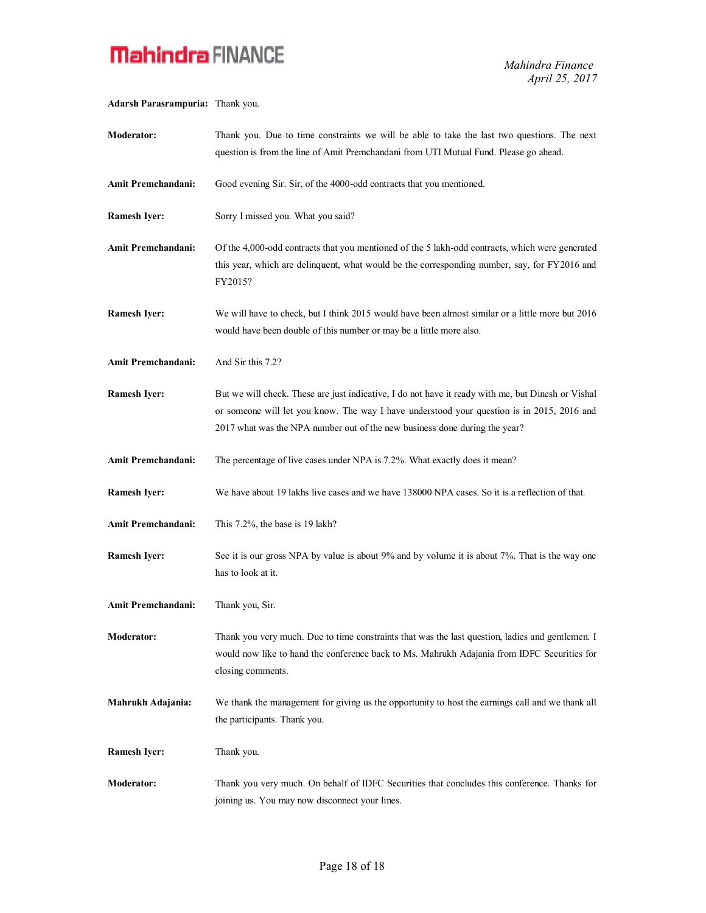**Adarsh Parasrampuria:** Thank you.

**Moderator:** Thank you. Due to time constraints we will be able to take the last two questions. The next question is from the line of Amit Premchandani from UTI Mutual Fund. Please go ahead.

**Amit Premchandani:** Good evening Sir. Sir, of the 4000-odd contracts that you mentioned.

**Ramesh Iyer:** Sorry I missed you. What you said?

**Amit Premchandani:** Of the 4,000-odd contracts that you mentioned of the 5 lakh-odd contracts, which were generated this year, which are delinquent, what would be the corresponding number, say, for FY2016 and FY2015?

**Ramesh Iyer:** We will have to check, but I think 2015 would have been almost similar or a little more but 2016 would have been double of this number or may be a little more also.

**Amit Premchandani:** And Sir this 7.2?

**Ramesh Iyer:** But we will check. These are just indicative, I do not have it ready with me, but Dinesh or Vishal or someone will let you know. The way I have understood your question is in 2015, 2016 and 2017 what was the NPA number out of the new business done during the year?

**Amit Premchandani:** The percentage of live cases under NPA is 7.2%. What exactly does it mean?

**Ramesh Iyer:** We have about 19 lakhs live cases and we have 138000 NPA cases. So it is a reflection of that.

**Amit Premchandani:** This 7.2%, the base is 19 lakh?

**Ramesh Iyer:** See it is our gross NPA by value is about 9% and by volume it is about 7%. That is the way one has to look at it.

**Amit Premchandani:** Thank you, Sir.

**Moderator:** Thank you very much. Due to time constraints that was the last question, ladies and gentlemen. I would now like to hand the conference back to Ms. Mahrukh Adajania from IDFC Securities for closing comments.

**Mahrukh Adajania:** We thank the management for giving us the opportunity to host the earnings call and we thank all the participants. Thank you.

**Ramesh Iyer:** Thank you.

**Moderator:** Thank you very much. On behalf of IDFC Securities that concludes this conference. Thanks for joining us. You may now disconnect your lines.